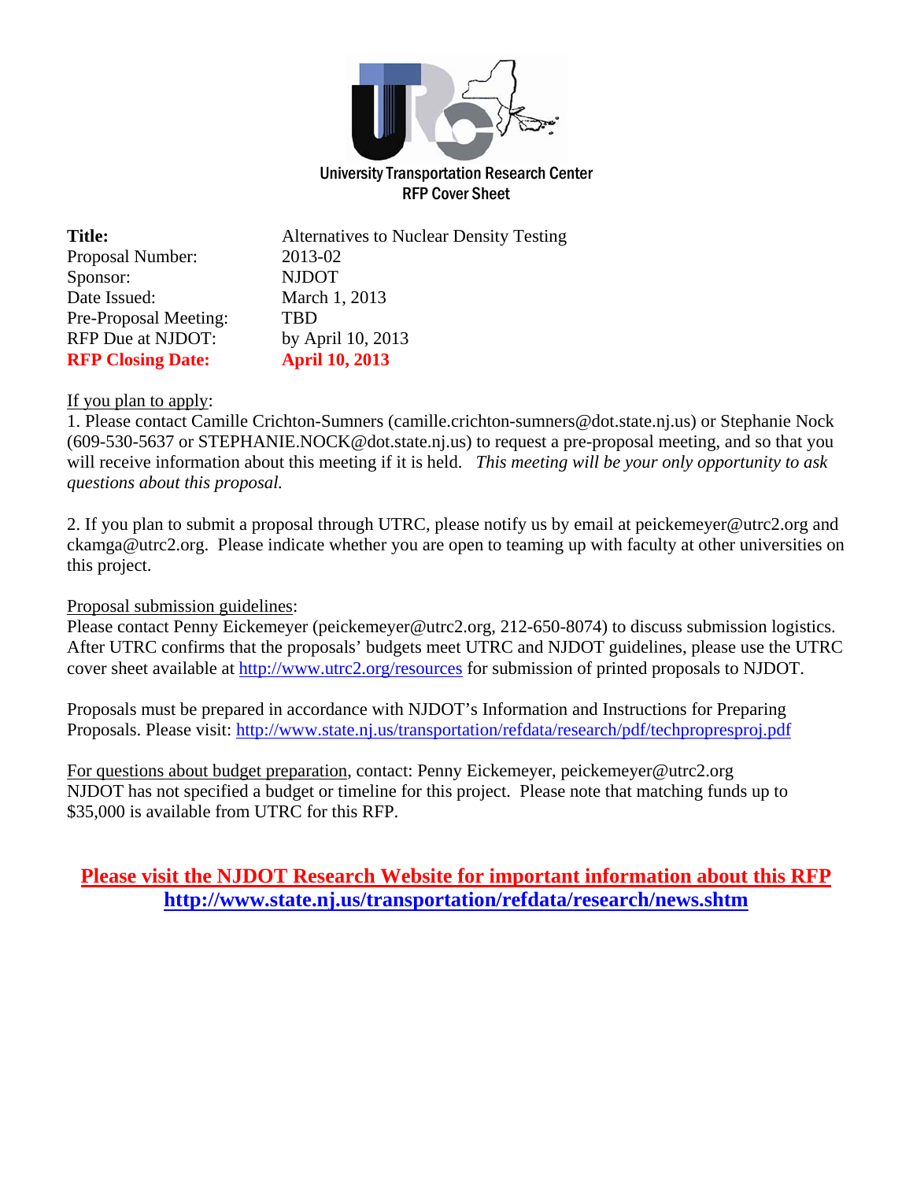# University Transportation Research Center
## RFP Cover Sheet

| | |
|---|---|
| **Title:** | Alternatives to Nuclear Density Testing |
| Proposal Number: | 2013-02 |
| Sponsor: | NJDOT |
| Date Issued: | March 1, 2013 |
| Pre-Proposal Meeting: | TBD |
| RFP Due at NJDOT: | by April 10, 2013 |
| **RFP Closing Date:** | **April 10, 2013** |

If you plan to apply:

1. Please contact Camille Crichton-Sumners (camille.crichton-sumners@dot.state.nj.us) or Stephanie Nock (609-530-5637 or STEPHANIE.NOCK@dot.state.nj.us) to request a pre-proposal meeting, and so that you will receive information about this meeting if it is held. *This meeting will be your only opportunity to ask questions about this proposal.*

2. If you plan to submit a proposal through UTRC, please notify us by email at peickemeyer@utrc2.org and ckamga@utrc2.org. Please indicate whether you are open to teaming up with faculty at other universities on this project.

Proposal submission guidelines:

Please contact Penny Eickemeyer (peickemeyer@utrc2.org, 212-650-8074) to discuss submission logistics. After UTRC confirms that the proposals' budgets meet UTRC and NJDOT guidelines, please use the UTRC cover sheet available at http://www.utrc2.org/resources for submission of printed proposals to NJDOT.

Proposals must be prepared in accordance with NJDOT's Information and Instructions for Preparing Proposals. Please visit: http://www.state.nj.us/transportation/refdata/research/pdf/techpropresproj.pdf

For questions about budget preparation, contact: Penny Eickemeyer, peickemeyer@utrc2.org
NJDOT has not specified a budget or timeline for this project. Please note that matching funds up to $35,000 is available from UTRC for this RFP.

**Please visit the NJDOT Research Website for important information about this RFP**
**http://www.state.nj.us/transportation/refdata/research/news.shtm**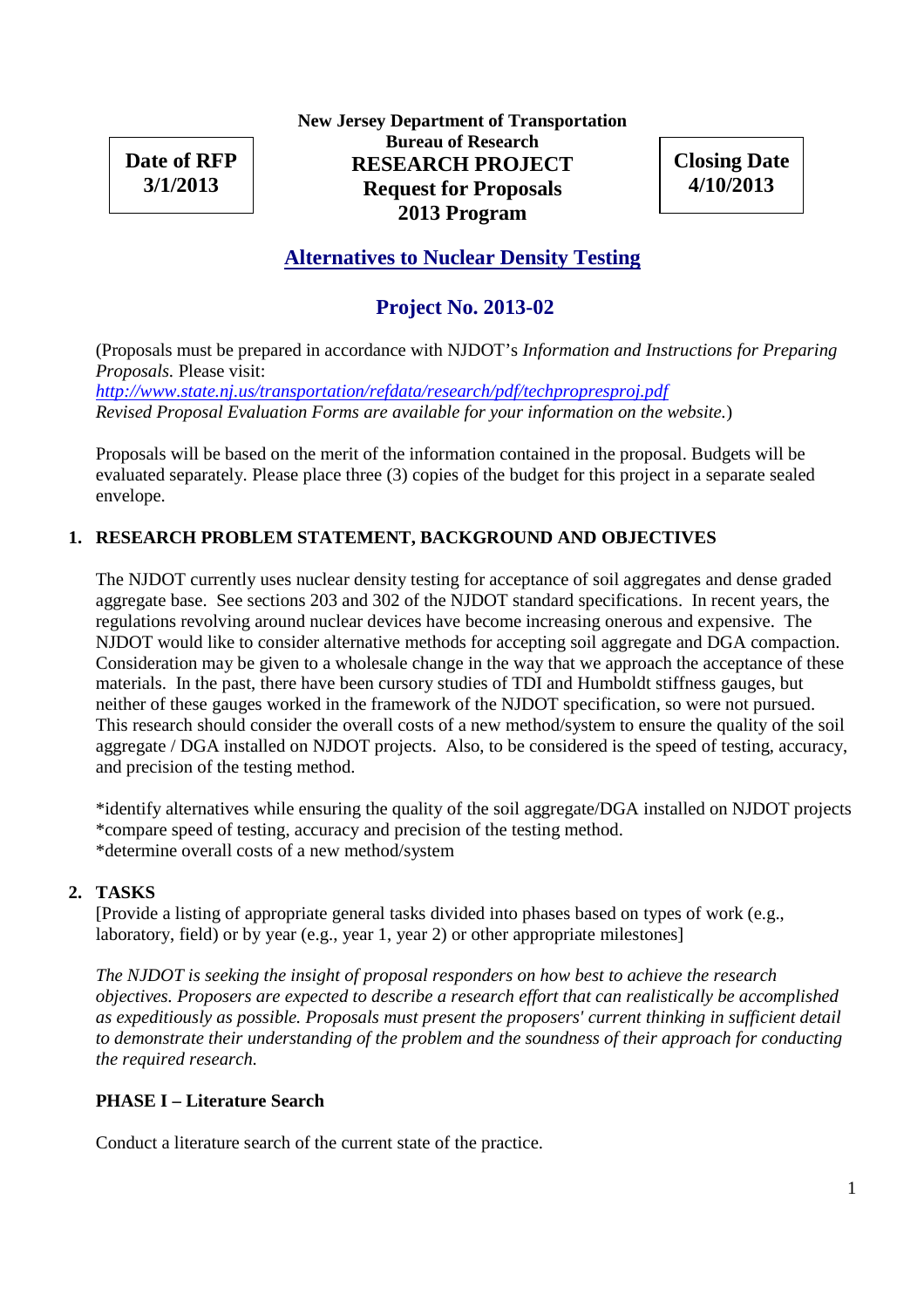**New Jersey Department of Transportation**
**Bureau of Research**

| **Date of RFP 3/1/2013** | **RESEARCH PROJECT Request for Proposals 2013 Program** | **Closing Date 4/10/2013** |
|---|---|---|

# Alternatives to Nuclear Density Testing

## Project No. 2013-02

(Proposals must be prepared in accordance with NJDOT's *Information and Instructions for Preparing Proposals.* Please visit:
*http://www.state.nj.us/transportation/refdata/research/pdf/techpropresproj.pdf*
*Revised Proposal Evaluation Forms are available for your information on the website.*)

Proposals will be based on the merit of the information contained in the proposal. Budgets will be evaluated separately. Please place three (3) copies of the budget for this project in a separate sealed envelope.

### 1. RESEARCH PROBLEM STATEMENT, BACKGROUND AND OBJECTIVES

The NJDOT currently uses nuclear density testing for acceptance of soil aggregates and dense graded aggregate base. See sections 203 and 302 of the NJDOT standard specifications. In recent years, the regulations revolving around nuclear devices have become increasing onerous and expensive. The NJDOT would like to consider alternative methods for accepting soil aggregate and DGA compaction. Consideration may be given to a wholesale change in the way that we approach the acceptance of these materials. In the past, there have been cursory studies of TDI and Humboldt stiffness gauges, but neither of these gauges worked in the framework of the NJDOT specification, so were not pursued. This research should consider the overall costs of a new method/system to ensure the quality of the soil aggregate / DGA installed on NJDOT projects. Also, to be considered is the speed of testing, accuracy, and precision of the testing method.

*identify alternatives while ensuring the quality of the soil aggregate/DGA installed on NJDOT projects
*compare speed of testing, accuracy and precision of the testing method.
*determine overall costs of a new method/system

### 2. TASKS

[Provide a listing of appropriate general tasks divided into phases based on types of work (e.g., laboratory, field) or by year (e.g., year 1, year 2) or other appropriate milestones]

*The NJDOT is seeking the insight of proposal responders on how best to achieve the research objectives. Proposers are expected to describe a research effort that can realistically be accomplished as expeditiously as possible. Proposals must present the proposers' current thinking in sufficient detail to demonstrate their understanding of the problem and the soundness of their approach for conducting the required research.*

**PHASE I – Literature Search**

Conduct a literature search of the current state of the practice.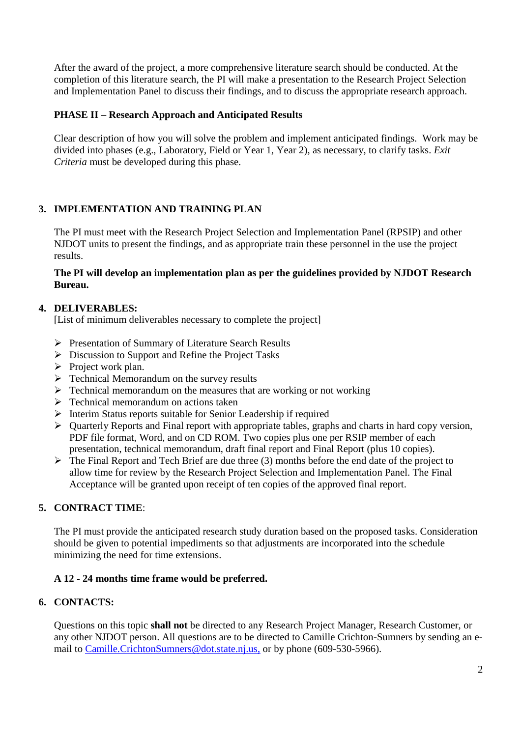After the award of the project, a more comprehensive literature search should be conducted. At the completion of this literature search, the PI will make a presentation to the Research Project Selection and Implementation Panel to discuss their findings, and to discuss the appropriate research approach.

**PHASE II – Research Approach and Anticipated Results**

Clear description of how you will solve the problem and implement anticipated findings. Work may be divided into phases (e.g., Laboratory, Field or Year 1, Year 2), as necessary, to clarify tasks. *Exit Criteria* must be developed during this phase.

## 3. IMPLEMENTATION AND TRAINING PLAN

The PI must meet with the Research Project Selection and Implementation Panel (RPSIP) and other NJDOT units to present the findings, and as appropriate train these personnel in the use the project results.

**The PI will develop an implementation plan as per the guidelines provided by NJDOT Research Bureau.**

## 4. DELIVERABLES:

[List of minimum deliverables necessary to complete the project]

- Presentation of Summary of Literature Search Results
- Discussion to Support and Refine the Project Tasks
- Project work plan.
- Technical Memorandum on the survey results
- Technical memorandum on the measures that are working or not working
- Technical memorandum on actions taken
- Interim Status reports suitable for Senior Leadership if required
- Quarterly Reports and Final report with appropriate tables, graphs and charts in hard copy version, PDF file format, Word, and on CD ROM. Two copies plus one per RSIP member of each presentation, technical memorandum, draft final report and Final Report (plus 10 copies).
- The Final Report and Tech Brief are due three (3) months before the end date of the project to allow time for review by the Research Project Selection and Implementation Panel. The Final Acceptance will be granted upon receipt of ten copies of the approved final report.

## 5. CONTRACT TIME:

The PI must provide the anticipated research study duration based on the proposed tasks. Consideration should be given to potential impediments so that adjustments are incorporated into the schedule minimizing the need for time extensions.

**A 12 - 24 months time frame would be preferred.**

## 6. CONTACTS:

Questions on this topic **shall not** be directed to any Research Project Manager, Research Customer, or any other NJDOT person. All questions are to be directed to Camille Crichton-Sumners by sending an e-mail to Camille.CrichtonSumners@dot.state.nj.us, or by phone (609-530-5966).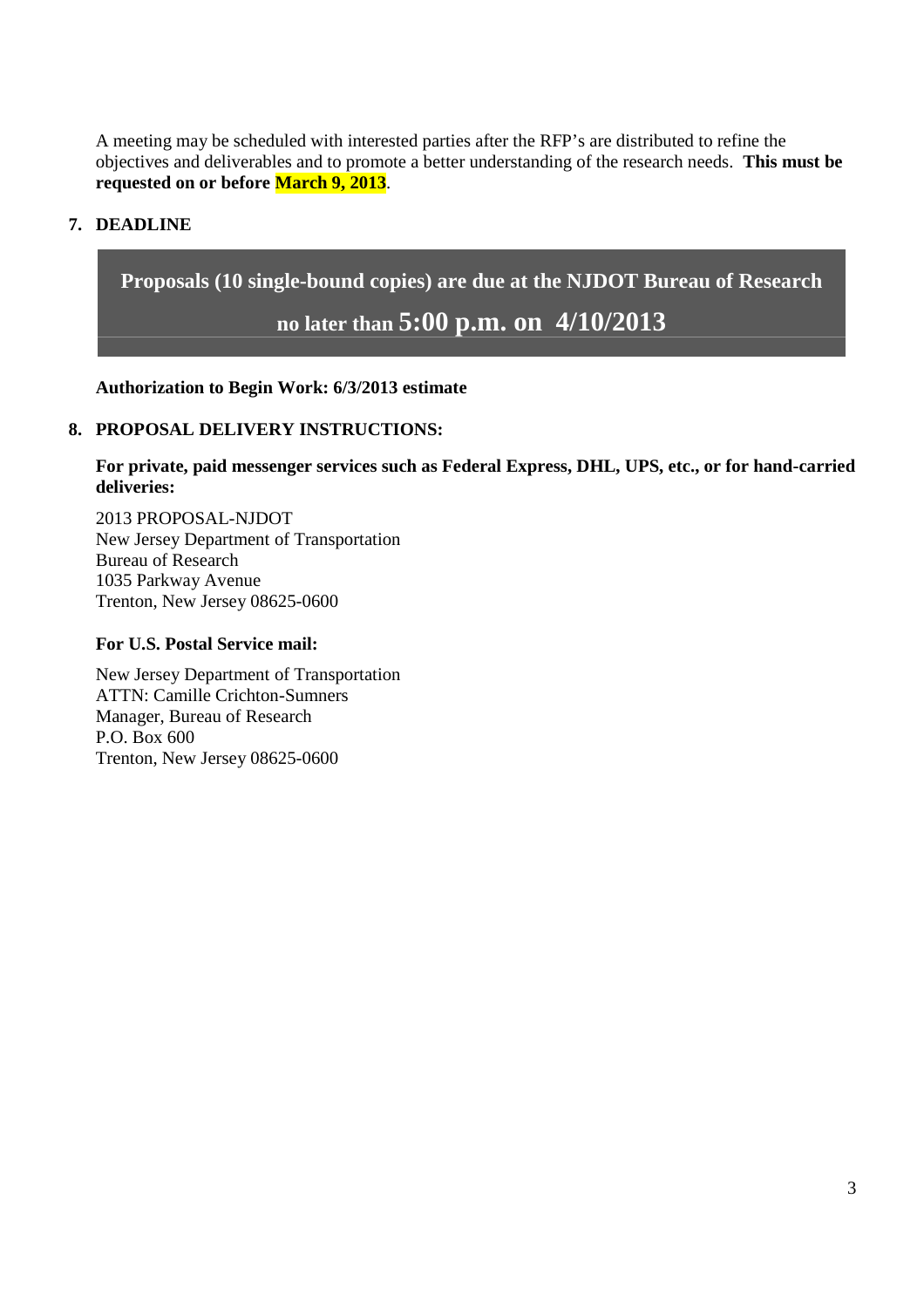A meeting may be scheduled with interested parties after the RFP's are distributed to refine the objectives and deliverables and to promote a better understanding of the research needs. **This must be requested on or before March 9, 2013**.

## 7. DEADLINE

**Proposals (10 single-bound copies) are due at the NJDOT Bureau of Research**

**no later than 5:00 p.m. on 4/10/2013**

**Authorization to Begin Work: 6/3/2013 estimate**

## 8. PROPOSAL DELIVERY INSTRUCTIONS:

**For private, paid messenger services such as Federal Express, DHL, UPS, etc., or for hand-carried deliveries:**

2013 PROPOSAL-NJDOT
New Jersey Department of Transportation
Bureau of Research
1035 Parkway Avenue
Trenton, New Jersey 08625-0600

**For U.S. Postal Service mail:**

New Jersey Department of Transportation
ATTN: Camille Crichton-Sumners
Manager, Bureau of Research
P.O. Box 600
Trenton, New Jersey 08625-0600